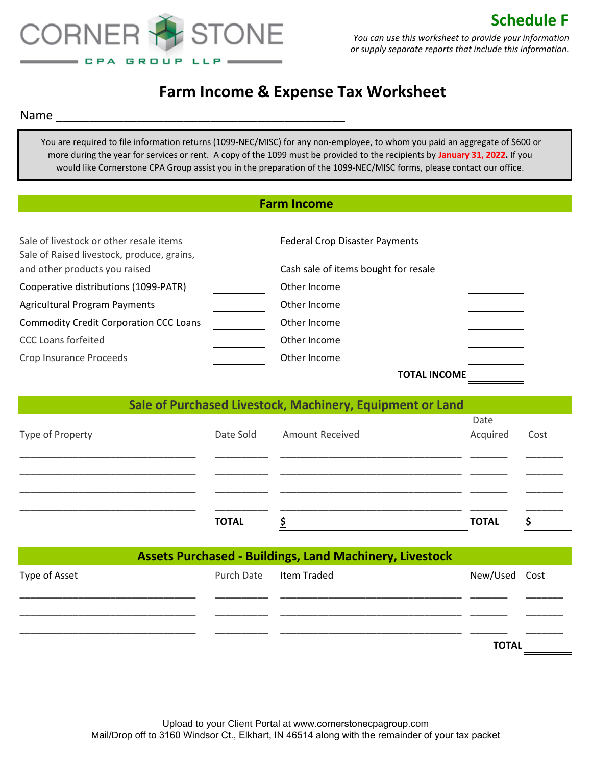CORNER STONE
CPA GROUP LLP

## Schedule F

*You can use this worksheet to provide your information or supply separate reports that include this information.*

# Farm Income & Expense Tax Worksheet

Name ___________________________________________

You are required to file information returns (1099-NEC/MISC) for any non-employee, to whom you paid an aggregate of $600 or more during the year for services or rent. A copy of the 1099 must be provided to the recipients by **January 31, 2022.** If you would like Cornerstone CPA Group assist you in the preparation of the 1099-NEC/MISC forms, please contact our office.

## Farm Income

| | | | |
|---|---|---|---|
| Sale of livestock or other resale items | ________ | Federal Crop Disaster Payments | ________ |
| Sale of Raised livestock, produce, grains, and other products you raised | ________ | Cash sale of items bought for resale | ________ |
| Cooperative distributions (1099-PATR) | ________ | Other Income | ________ |
| Agricultural Program Payments | ________ | Other Income | ________ |
| Commodity Credit Corporation CCC Loans | ________ | Other Income | ________ |
| CCC Loans forfeited | ________ | Other Income | ________ |
| Crop Insurance Proceeds | ________ | Other Income | ________ |
| | | **TOTAL INCOME** | ________ |

## Sale of Purchased Livestock, Machinery, Equipment or Land

| Type of Property | Date Sold | Amount Received | Date Acquired | Cost |
|---|---|---|---|---|
| ________________ | ________ | ________________ | ______ | ______ |
| ________________ | ________ | ________________ | ______ | ______ |
| ________________ | ________ | ________________ | ______ | ______ |
| ________________ | ________ | ________________ | ______ | ______ |
| | **TOTAL** | **$** | **TOTAL** | **$** |

## Assets Purchased - Buildings, Land Machinery, Livestock

| Type of Asset | Purch Date | Item Traded | New/Used | Cost |
|---|---|---|---|---|
| ________________ | ________ | ________________ | ______ | ______ |
| ________________ | ________ | ________________ | ______ | ______ |
| ________________ | ________ | ________________ | ______ | ______ |
| | | | **TOTAL** | ______ |

Upload to your Client Portal at www.cornerstonecpagroup.com
Mail/Drop off to 3160 Windsor Ct., Elkhart, IN 46514 along with the remainder of your tax packet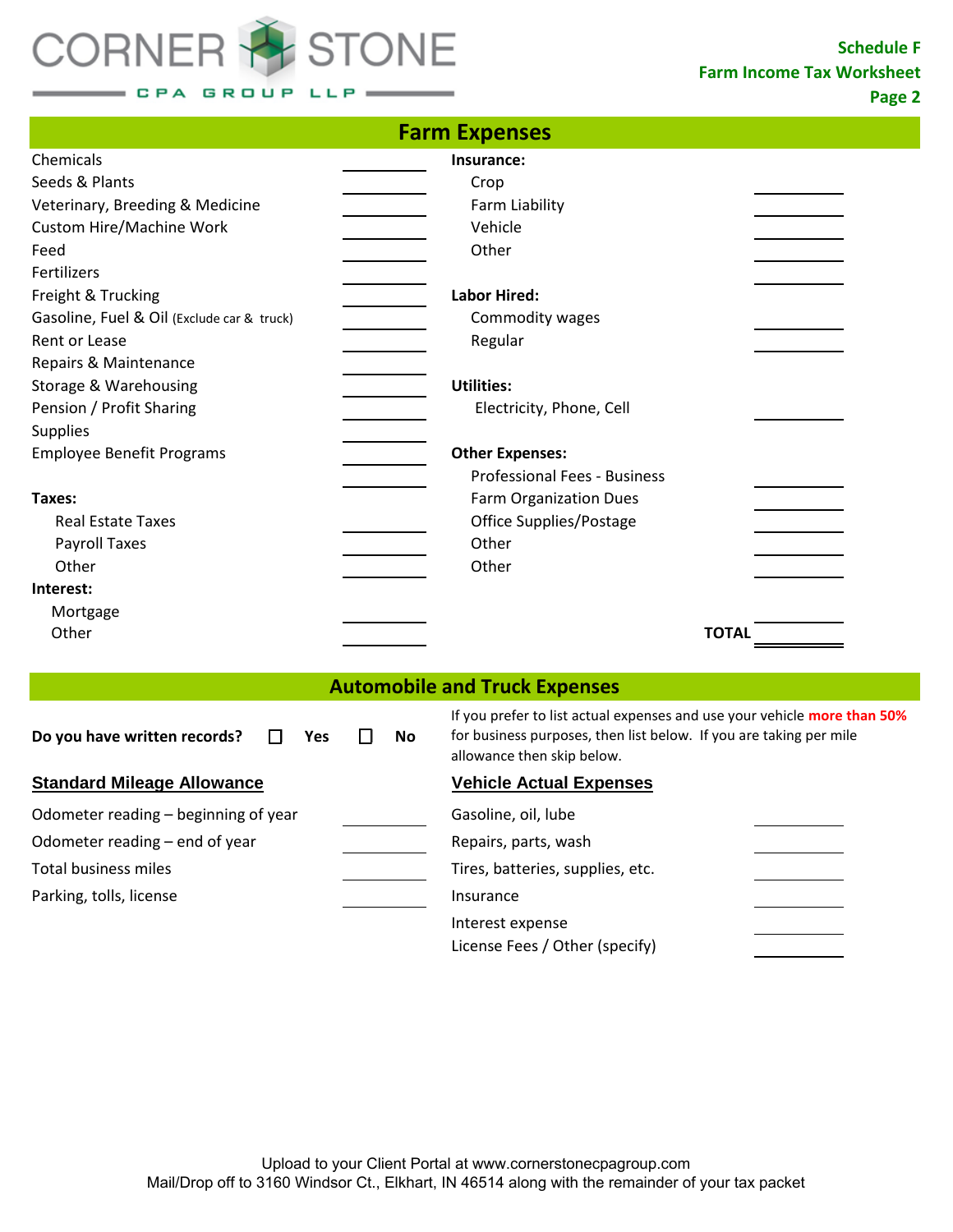CORNER STONE CPA GROUP LLP

**Schedule F**
**Farm Income Tax Worksheet**
**Page 2**

## Farm Expenses

| | | | |
|---|---|---|---|
| Chemicals | ________ | **Insurance:** | |
| Seeds & Plants | ________ | Crop | ________ |
| Veterinary, Breeding & Medicine | ________ | Farm Liability | ________ |
| Custom Hire/Machine Work | ________ | Vehicle | ________ |
| Feed | ________ | Other | ________ |
| Fertilizers | ________ | | ________ |
| Freight & Trucking | ________ | **Labor Hired:** | |
| Gasoline, Fuel & Oil (Exclude car & truck) | ________ | Commodity wages | ________ |
| Rent or Lease | ________ | Regular | ________ |
| Repairs & Maintenance | ________ | | |
| Storage & Warehousing | ________ | **Utilities:** | |
| Pension / Profit Sharing | ________ | Electricity, Phone, Cell | ________ |
| Supplies | ________ | | |
| Employee Benefit Programs | ________ | **Other Expenses:** | |
| | ________ | Professional Fees - Business | ________ |
| **Taxes:** | | Farm Organization Dues | ________ |
| Real Estate Taxes | ________ | Office Supplies/Postage | ________ |
| Payroll Taxes | ________ | Other | ________ |
| Other | ________ | Other | ________ |
| **Interest:** | | | |
| Mortgage | ________ | | ________ |
| Other | ________ | **TOTAL** | ________ |

## Automobile and Truck Expenses

**Do you have written records?** ☐ **Yes** ☐ **No**

If you prefer to list actual expenses and use your vehicle **more than 50%** for business purposes, then list below. If you are taking per mile allowance then skip below.

| **Standard Mileage Allowance** | | **Vehicle Actual Expenses** | |
|---|---|---|---|
| Odometer reading – beginning of year | ________ | Gasoline, oil, lube | ________ |
| Odometer reading – end of year | ________ | Repairs, parts, wash | ________ |
| Total business miles | ________ | Tires, batteries, supplies, etc. | ________ |
| Parking, tolls, license | ________ | Insurance | ________ |
| | | Interest expense | ________ |
| | | License Fees / Other (specify) | ________ |

Upload to your Client Portal at www.cornerstonecpagroup.com
Mail/Drop off to 3160 Windsor Ct., Elkhart, IN 46514 along with the remainder of your tax packet